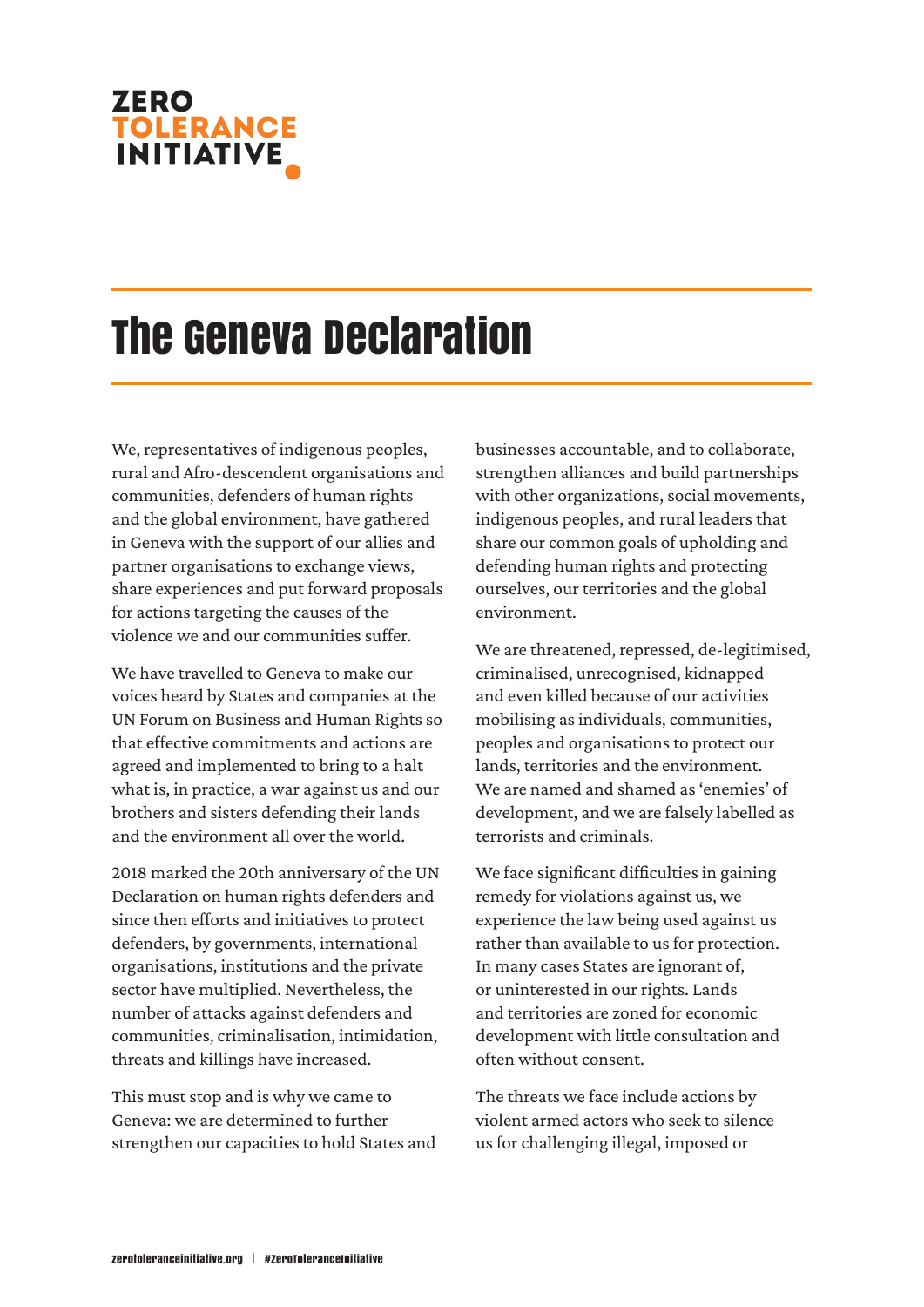ZERO TOLERANCE INITIATIVE

# The Geneva Declaration

We, representatives of indigenous peoples, rural and Afro-descendent organisations and communities, defenders of human rights and the global environment, have gathered in Geneva with the support of our allies and partner organisations to exchange views, share experiences and put forward proposals for actions targeting the causes of the violence we and our communities suffer.

We have travelled to Geneva to make our voices heard by States and companies at the UN Forum on Business and Human Rights so that effective commitments and actions are agreed and implemented to bring to a halt what is, in practice, a war against us and our brothers and sisters defending their lands and the environment all over the world.

2018 marked the 20th anniversary of the UN Declaration on human rights defenders and since then efforts and initiatives to protect defenders, by governments, international organisations, institutions and the private sector have multiplied. Nevertheless, the number of attacks against defenders and communities, criminalisation, intimidation, threats and killings have increased.

This must stop and is why we came to Geneva: we are determined to further strengthen our capacities to hold States and businesses accountable, and to collaborate, strengthen alliances and build partnerships with other organizations, social movements, indigenous peoples, and rural leaders that share our common goals of upholding and defending human rights and protecting ourselves, our territories and the global environment.

We are threatened, repressed, de-legitimised, criminalised, unrecognised, kidnapped and even killed because of our activities mobilising as individuals, communities, peoples and organisations to protect our lands, territories and the environment. We are named and shamed as 'enemies' of development, and we are falsely labelled as terrorists and criminals.

We face significant difficulties in gaining remedy for violations against us, we experience the law being used against us rather than available to us for protection. In many cases States are ignorant of, or uninterested in our rights. Lands and territories are zoned for economic development with little consultation and often without consent.

The threats we face include actions by violent armed actors who seek to silence us for challenging illegal, imposed or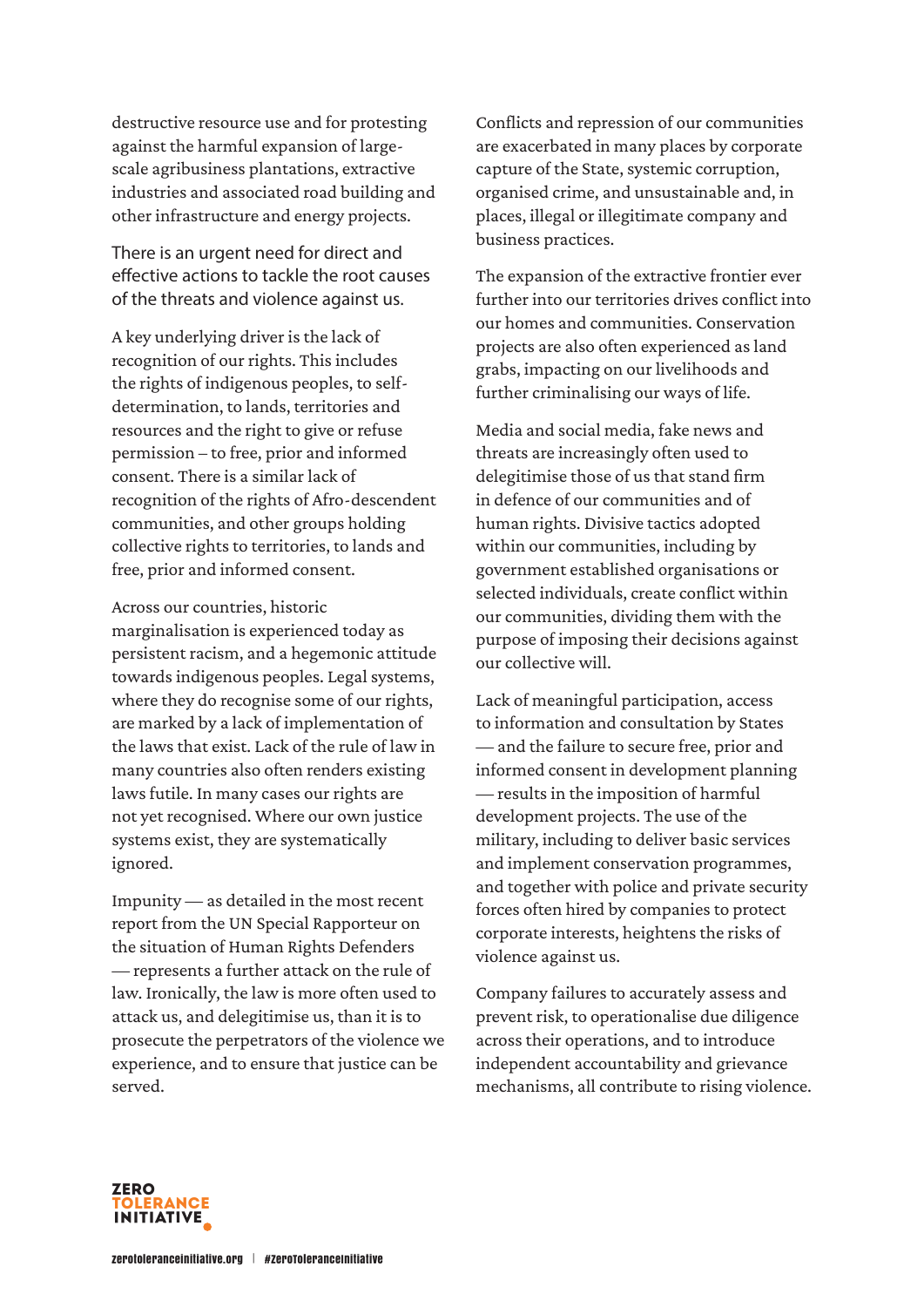destructive resource use and for protesting against the harmful expansion of large-scale agribusiness plantations, extractive industries and associated road building and other infrastructure and energy projects.

There is an urgent need for direct and effective actions to tackle the root causes of the threats and violence against us.

A key underlying driver is the lack of recognition of our rights. This includes the rights of indigenous peoples, to self-determination, to lands, territories and resources and the right to give or refuse permission – to free, prior and informed consent. There is a similar lack of recognition of the rights of Afro-descendent communities, and other groups holding collective rights to territories, to lands and free, prior and informed consent.

Across our countries, historic marginalisation is experienced today as persistent racism, and a hegemonic attitude towards indigenous peoples. Legal systems, where they do recognise some of our rights, are marked by a lack of implementation of the laws that exist. Lack of the rule of law in many countries also often renders existing laws futile. In many cases our rights are not yet recognised. Where our own justice systems exist, they are systematically ignored.

Impunity — as detailed in the most recent report from the UN Special Rapporteur on the situation of Human Rights Defenders — represents a further attack on the rule of law. Ironically, the law is more often used to attack us, and delegitimise us, than it is to prosecute the perpetrators of the violence we experience, and to ensure that justice can be served.

Conflicts and repression of our communities are exacerbated in many places by corporate capture of the State, systemic corruption, organised crime, and unsustainable and, in places, illegal or illegitimate company and business practices.

The expansion of the extractive frontier ever further into our territories drives conflict into our homes and communities. Conservation projects are also often experienced as land grabs, impacting on our livelihoods and further criminalising our ways of life.

Media and social media, fake news and threats are increasingly often used to delegitimise those of us that stand firm in defence of our communities and of human rights. Divisive tactics adopted within our communities, including by government established organisations or selected individuals, create conflict within our communities, dividing them with the purpose of imposing their decisions against our collective will.

Lack of meaningful participation, access to information and consultation by States — and the failure to secure free, prior and informed consent in development planning — results in the imposition of harmful development projects. The use of the military, including to deliver basic services and implement conservation programmes, and together with police and private security forces often hired by companies to protect corporate interests, heightens the risks of violence against us.

Company failures to accurately assess and prevent risk, to operationalise due diligence across their operations, and to introduce independent accountability and grievance mechanisms, all contribute to rising violence.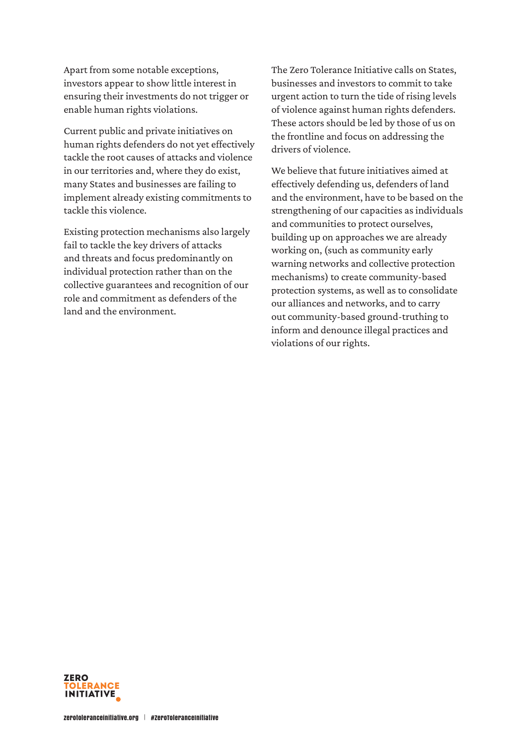Apart from some notable exceptions, investors appear to show little interest in ensuring their investments do not trigger or enable human rights violations.

Current public and private initiatives on human rights defenders do not yet effectively tackle the root causes of attacks and violence in our territories and, where they do exist, many States and businesses are failing to implement already existing commitments to tackle this violence.

Existing protection mechanisms also largely fail to tackle the key drivers of attacks and threats and focus predominantly on individual protection rather than on the collective guarantees and recognition of our role and commitment as defenders of the land and the environment.

The Zero Tolerance Initiative calls on States, businesses and investors to commit to take urgent action to turn the tide of rising levels of violence against human rights defenders. These actors should be led by those of us on the frontline and focus on addressing the drivers of violence.

We believe that future initiatives aimed at effectively defending us, defenders of land and the environment, have to be based on the strengthening of our capacities as individuals and communities to protect ourselves, building up on approaches we are already working on, (such as community early warning networks and collective protection mechanisms) to create community-based protection systems, as well as to consolidate our alliances and networks, and to carry out community-based ground-truthing to inform and denounce illegal practices and violations of our rights.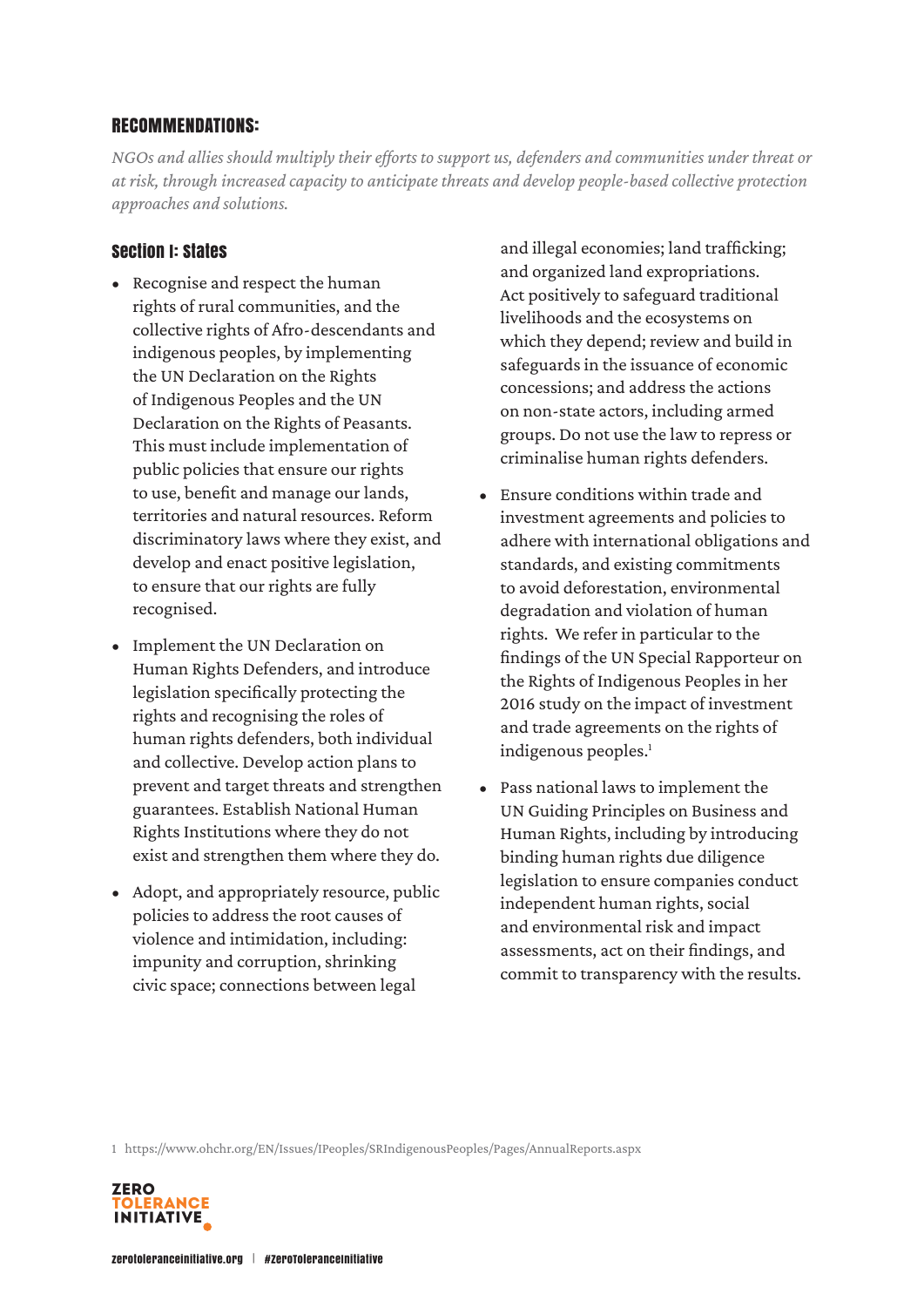## RECOMMENDATIONS:

*NGOs and allies should multiply their efforts to support us, defenders and communities under threat or at risk, through increased capacity to anticipate threats and develop people-based collective protection approaches and solutions.*

### Section I: States

- Recognise and respect the human rights of rural communities, and the collective rights of Afro-descendants and indigenous peoples, by implementing the UN Declaration on the Rights of Indigenous Peoples and the UN Declaration on the Rights of Peasants. This must include implementation of public policies that ensure our rights to use, benefit and manage our lands, territories and natural resources. Reform discriminatory laws where they exist, and develop and enact positive legislation, to ensure that our rights are fully recognised.

- Implement the UN Declaration on Human Rights Defenders, and introduce legislation specifically protecting the rights and recognising the roles of human rights defenders, both individual and collective. Develop action plans to prevent and target threats and strengthen guarantees. Establish National Human Rights Institutions where they do not exist and strengthen them where they do.

- Adopt, and appropriately resource, public policies to address the root causes of violence and intimidation, including: impunity and corruption, shrinking civic space; connections between legal and illegal economies; land trafficking; and organized land expropriations. Act positively to safeguard traditional livelihoods and the ecosystems on which they depend; review and build in safeguards in the issuance of economic concessions; and address the actions on non-state actors, including armed groups. Do not use the law to repress or criminalise human rights defenders.

- Ensure conditions within trade and investment agreements and policies to adhere with international obligations and standards, and existing commitments to avoid deforestation, environmental degradation and violation of human rights. We refer in particular to the findings of the UN Special Rapporteur on the Rights of Indigenous Peoples in her 2016 study on the impact of investment and trade agreements on the rights of indigenous peoples.[1]

- Pass national laws to implement the UN Guiding Principles on Business and Human Rights, including by introducing binding human rights due diligence legislation to ensure companies conduct independent human rights, social and environmental risk and impact assessments, act on their findings, and commit to transparency with the results.

1 https://www.ohchr.org/EN/Issues/IPeoples/SRIndigenousPeoples/Pages/AnnualReports.aspx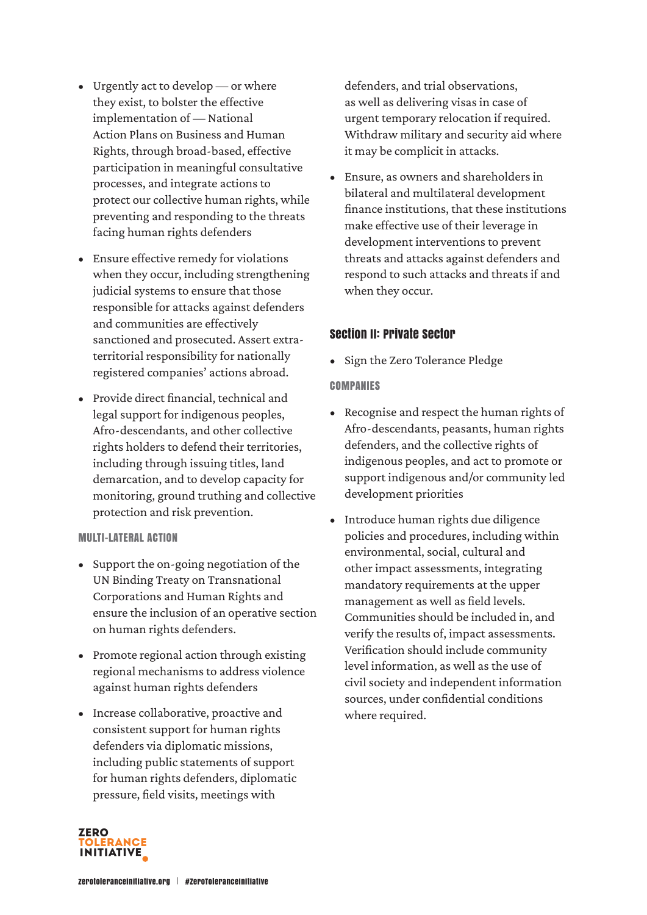- Urgently act to develop — or where they exist, to bolster the effective implementation of — National Action Plans on Business and Human Rights, through broad-based, effective participation in meaningful consultative processes, and integrate actions to protect our collective human rights, while preventing and responding to the threats facing human rights defenders

- Ensure effective remedy for violations when they occur, including strengthening judicial systems to ensure that those responsible for attacks against defenders and communities are effectively sanctioned and prosecuted. Assert extra-territorial responsibility for nationally registered companies' actions abroad.

- Provide direct financial, technical and legal support for indigenous peoples, Afro-descendants, and other collective rights holders to defend their territories, including through issuing titles, land demarcation, and to develop capacity for monitoring, ground truthing and collective protection and risk prevention.

#### MULTI-LATERAL ACTION

- Support the on-going negotiation of the UN Binding Treaty on Transnational Corporations and Human Rights and ensure the inclusion of an operative section on human rights defenders.

- Promote regional action through existing regional mechanisms to address violence against human rights defenders

- Increase collaborative, proactive and consistent support for human rights defenders via diplomatic missions, including public statements of support for human rights defenders, diplomatic pressure, field visits, meetings with defenders, and trial observations, as well as delivering visas in case of urgent temporary relocation if required. Withdraw military and security aid where it may be complicit in attacks.

- Ensure, as owners and shareholders in bilateral and multilateral development finance institutions, that these institutions make effective use of their leverage in development interventions to prevent threats and attacks against defenders and respond to such attacks and threats if and when they occur.

### Section II: Private Sector

- Sign the Zero Tolerance Pledge

#### COMPANIES

- Recognise and respect the human rights of Afro-descendants, peasants, human rights defenders, and the collective rights of indigenous peoples, and act to promote or support indigenous and/or community led development priorities

- Introduce human rights due diligence policies and procedures, including within environmental, social, cultural and other impact assessments, integrating mandatory requirements at the upper management as well as field levels. Communities should be included in, and verify the results of, impact assessments. Verification should include community level information, as well as the use of civil society and independent information sources, under confidential conditions where required.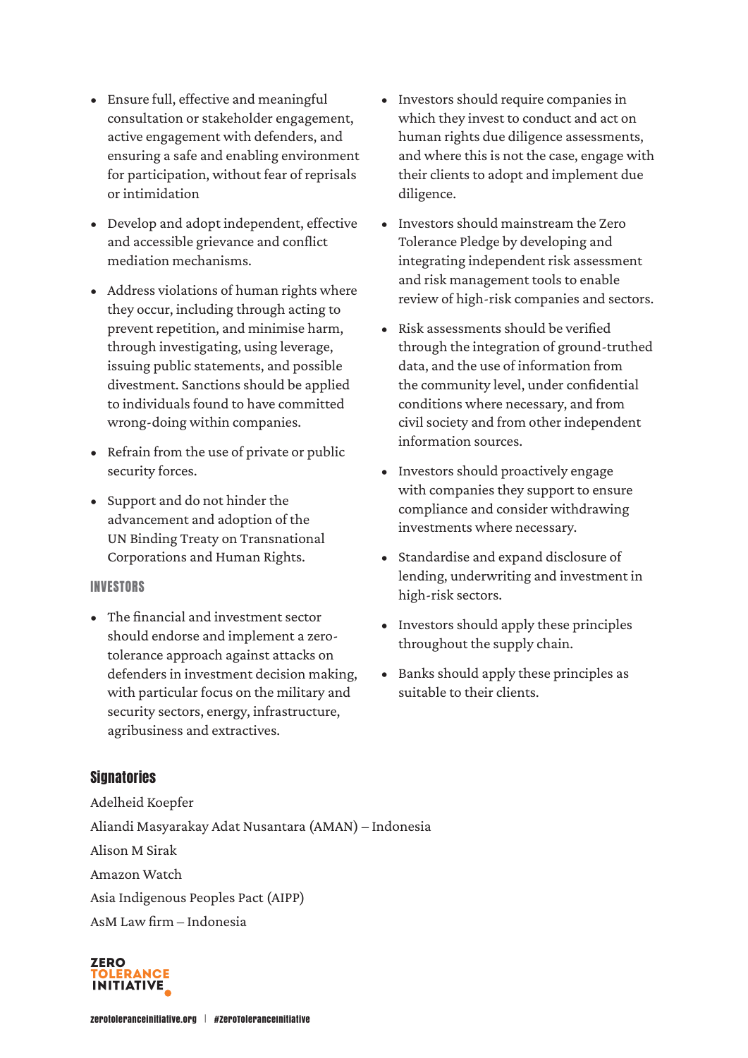- Ensure full, effective and meaningful consultation or stakeholder engagement, active engagement with defenders, and ensuring a safe and enabling environment for participation, without fear of reprisals or intimidation
- Develop and adopt independent, effective and accessible grievance and conflict mediation mechanisms.
- Address violations of human rights where they occur, including through acting to prevent repetition, and minimise harm, through investigating, using leverage, issuing public statements, and possible divestment. Sanctions should be applied to individuals found to have committed wrong-doing within companies.
- Refrain from the use of private or public security forces.
- Support and do not hinder the advancement and adoption of the UN Binding Treaty on Transnational Corporations and Human Rights.

### INVESTORS

- The financial and investment sector should endorse and implement a zero-tolerance approach against attacks on defenders in investment decision making, with particular focus on the military and security sectors, energy, infrastructure, agribusiness and extractives.
- Investors should require companies in which they invest to conduct and act on human rights due diligence assessments, and where this is not the case, engage with their clients to adopt and implement due diligence.
- Investors should mainstream the Zero Tolerance Pledge by developing and integrating independent risk assessment and risk management tools to enable review of high-risk companies and sectors.
- Risk assessments should be verified through the integration of ground-truthed data, and the use of information from the community level, under confidential conditions where necessary, and from civil society and from other independent information sources.
- Investors should proactively engage with companies they support to ensure compliance and consider withdrawing investments where necessary.
- Standardise and expand disclosure of lending, underwriting and investment in high-risk sectors.
- Investors should apply these principles throughout the supply chain.
- Banks should apply these principles as suitable to their clients.

## Signatories

Adelheid Koepfer

Aliandi Masyarakay Adat Nusantara (AMAN) – Indonesia

Alison M Sirak

Amazon Watch

Asia Indigenous Peoples Pact (AIPP)

AsM Law firm – Indonesia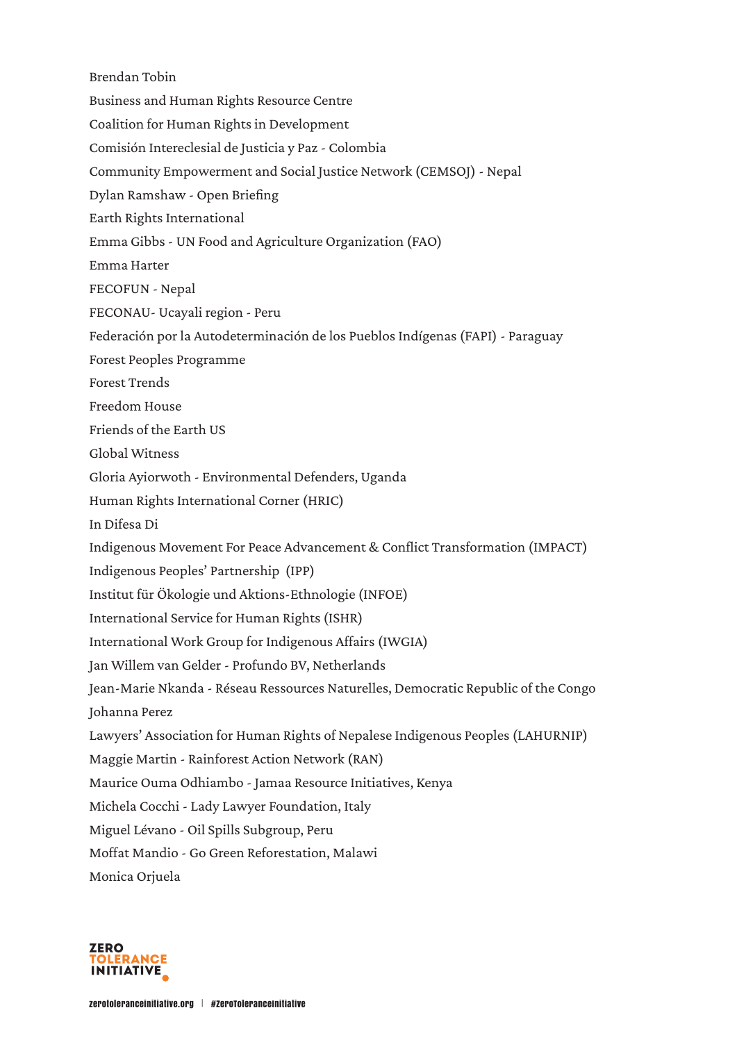Brendan Tobin

Business and Human Rights Resource Centre

Coalition for Human Rights in Development

Comisión Intereclesial de Justicia y Paz - Colombia

Community Empowerment and Social Justice Network (CEMSOJ) - Nepal

Dylan Ramshaw - Open Briefing

Earth Rights International

Emma Gibbs - UN Food and Agriculture Organization (FAO)

Emma Harter

FECOFUN - Nepal

FECONAU- Ucayali region - Peru

Federación por la Autodeterminación de los Pueblos Indígenas (FAPI) - Paraguay

Forest Peoples Programme

Forest Trends

Freedom House

Friends of the Earth US

Global Witness

Gloria Ayiorwoth - Environmental Defenders, Uganda

Human Rights International Corner (HRIC)

In Difesa Di

Indigenous Movement For Peace Advancement & Conflict Transformation (IMPACT)

Indigenous Peoples' Partnership (IPP)

Institut für Ökologie und Aktions-Ethnologie (INFOE)

International Service for Human Rights (ISHR)

International Work Group for Indigenous Affairs (IWGIA)

Jan Willem van Gelder - Profundo BV, Netherlands

Jean-Marie Nkanda - Réseau Ressources Naturelles, Democratic Republic of the Congo

Johanna Perez

Lawyers' Association for Human Rights of Nepalese Indigenous Peoples (LAHURNIP)

Maggie Martin - Rainforest Action Network (RAN)

Maurice Ouma Odhiambo - Jamaa Resource Initiatives, Kenya

Michela Cocchi - Lady Lawyer Foundation, Italy

Miguel Lévano - Oil Spills Subgroup, Peru

Moffat Mandio - Go Green Reforestation, Malawi

Monica Orjuela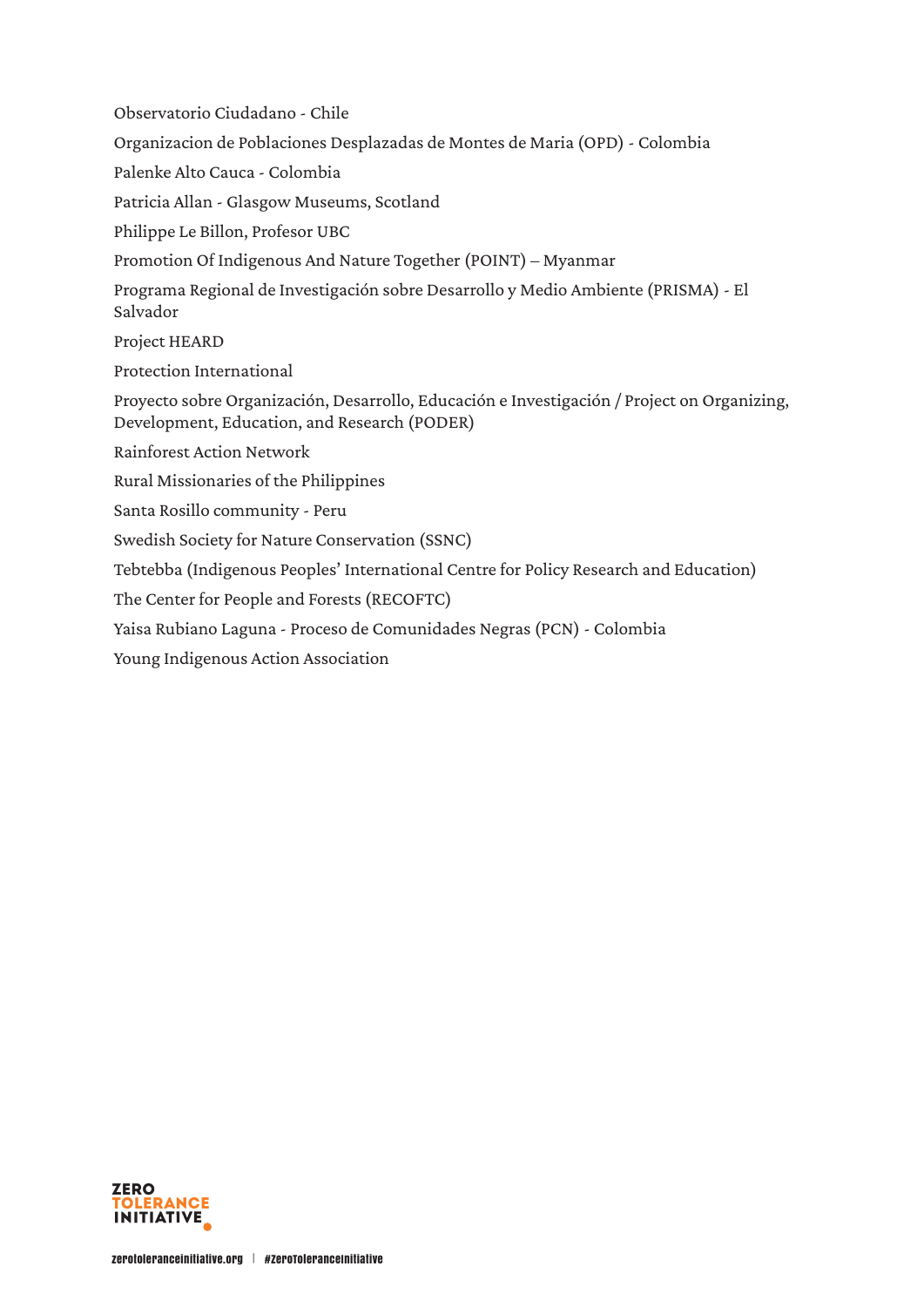Observatorio Ciudadano - Chile

Organizacion de Poblaciones Desplazadas de Montes de Maria (OPD) - Colombia

Palenke Alto Cauca - Colombia

Patricia Allan - Glasgow Museums, Scotland

Philippe Le Billon, Profesor UBC

Promotion Of Indigenous And Nature Together (POINT) – Myanmar

Programa Regional de Investigación sobre Desarrollo y Medio Ambiente (PRISMA) - El Salvador

Project HEARD

Protection International

Proyecto sobre Organización, Desarrollo, Educación e Investigación / Project on Organizing, Development, Education, and Research (PODER)

Rainforest Action Network

Rural Missionaries of the Philippines

Santa Rosillo community - Peru

Swedish Society for Nature Conservation (SSNC)

Tebtebba (Indigenous Peoples' International Centre for Policy Research and Education)

The Center for People and Forests (RECOFTC)

Yaisa Rubiano Laguna - Proceso de Comunidades Negras (PCN) - Colombia

Young Indigenous Action Association